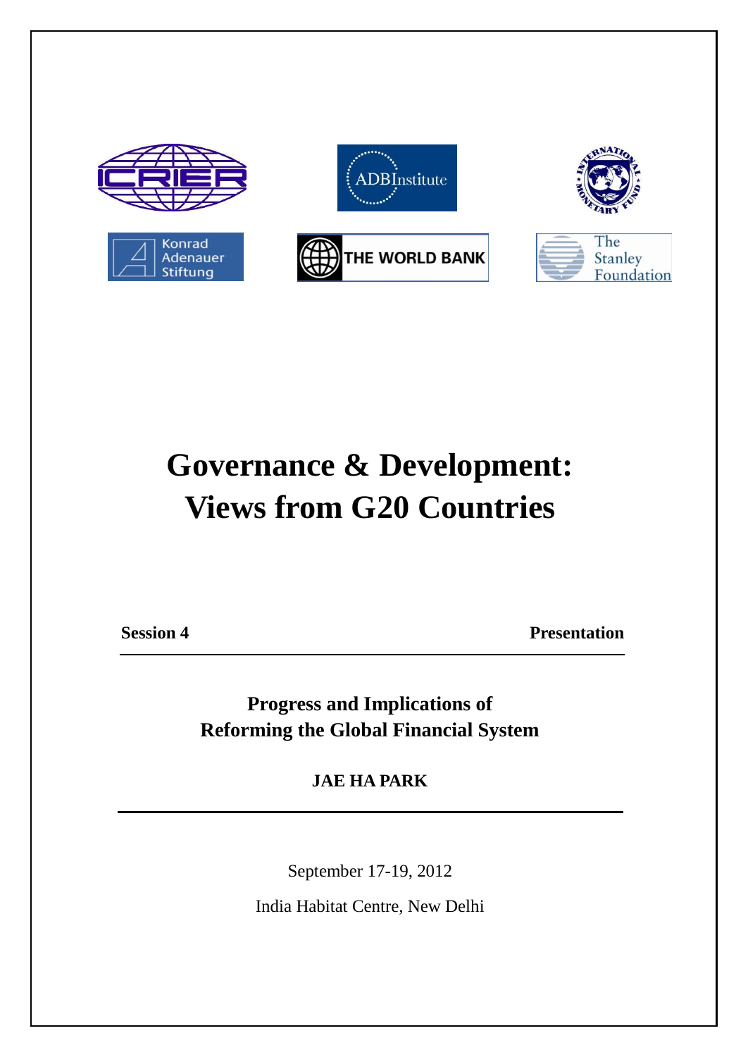# Governance & Development: Views from G20 Countries

**Session 4** **Presentation**

## Progress and Implications of Reforming the Global Financial System

**JAE HA PARK**

September 17-19, 2012

India Habitat Centre, New Delhi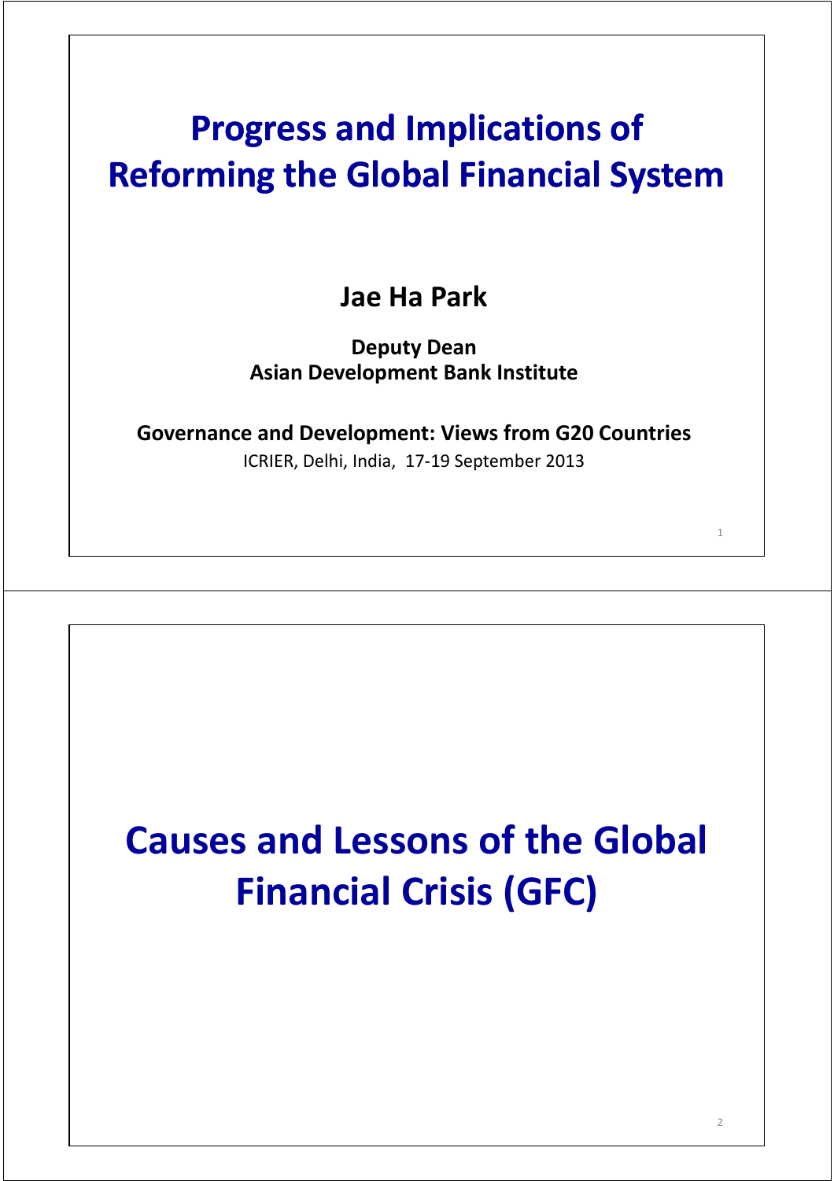# Progress and Implications of Reforming the Global Financial System

**Jae Ha Park**

**Deputy Dean**
**Asian Development Bank Institute**

**Governance and Development: Views from G20 Countries**

ICRIER, Delhi, India, 17-19 September 2013

# Causes and Lessons of the Global Financial Crisis (GFC)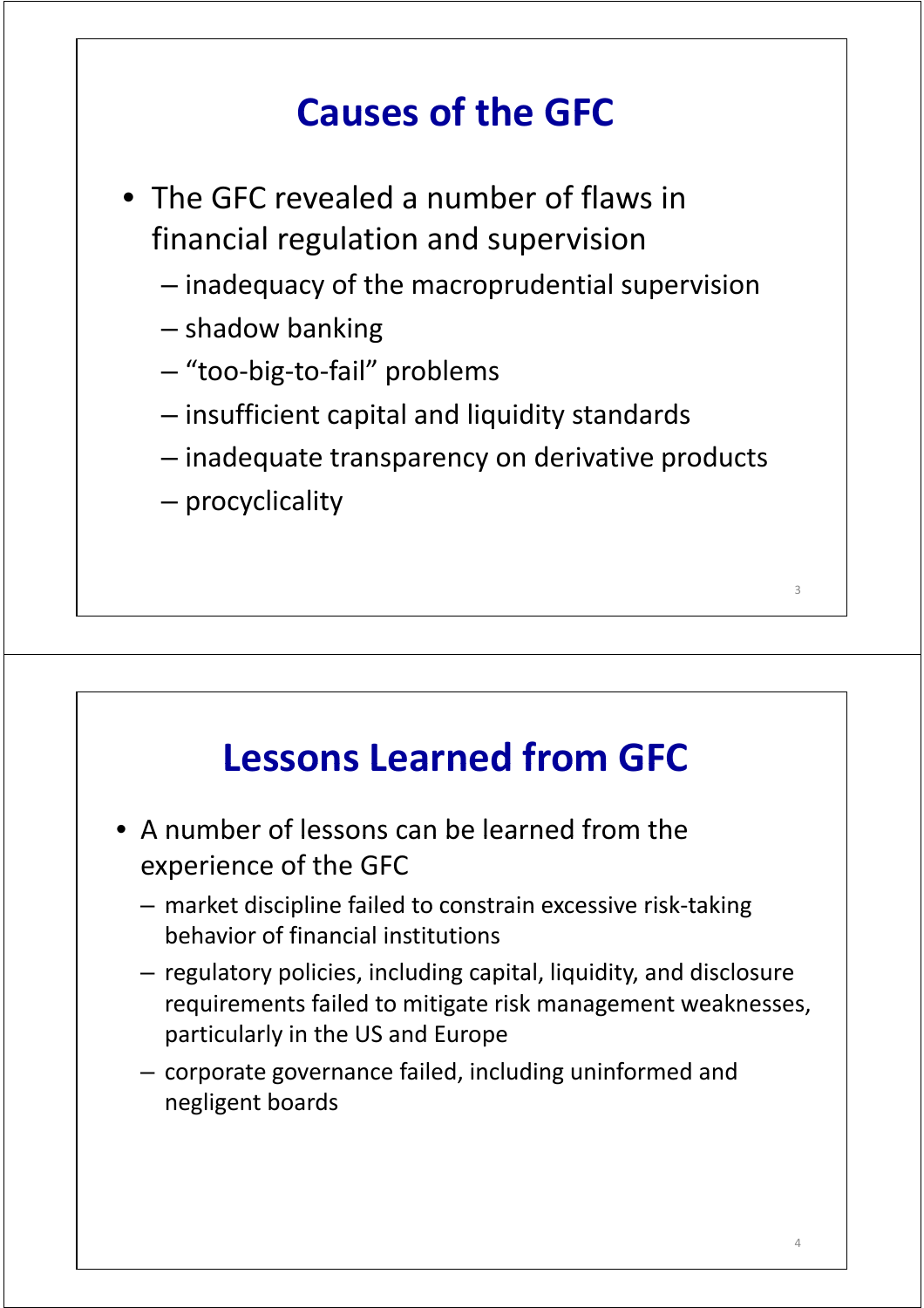## Causes of the GFC

- The GFC revealed a number of flaws in financial regulation and supervision
  - inadequacy of the macroprudential supervision
  - shadow banking
  - "too-big-to-fail" problems
  - insufficient capital and liquidity standards
  - inadequate transparency on derivative products
  - procyclicality

## Lessons Learned from GFC

- A number of lessons can be learned from the experience of the GFC
  - market discipline failed to constrain excessive risk-taking behavior of financial institutions
  - regulatory policies, including capital, liquidity, and disclosure requirements failed to mitigate risk management weaknesses, particularly in the US and Europe
  - corporate governance failed, including uninformed and negligent boards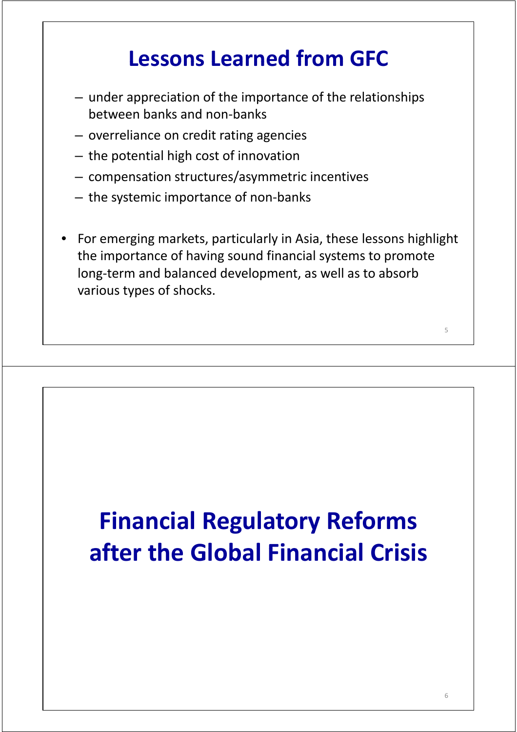## Lessons Learned from GFC

- under appreciation of the importance of the relationships between banks and non-banks
- overreliance on credit rating agencies
- the potential high cost of innovation
- compensation structures/asymmetric incentives
- the systemic importance of non-banks

- For emerging markets, particularly in Asia, these lessons highlight the importance of having sound financial systems to promote long-term and balanced development, as well as to absorb various types of shocks.

## Financial Regulatory Reforms after the Global Financial Crisis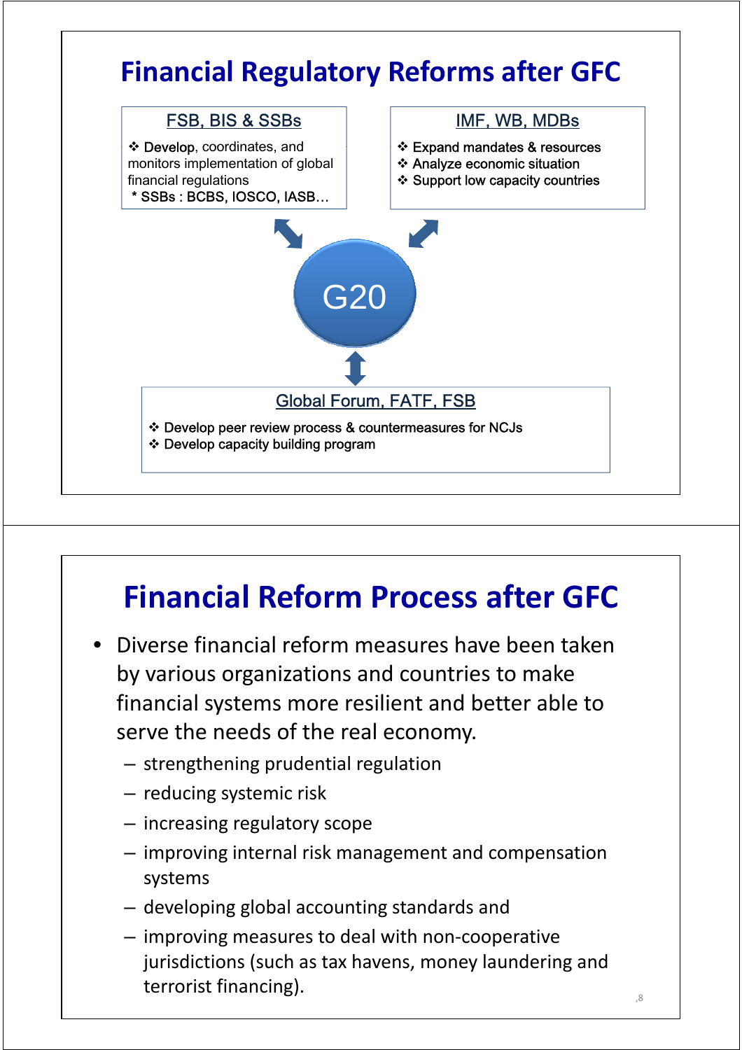# Financial Regulatory Reforms after GFC

### FSB, BIS & SSBs

- Develop, coordinates, and monitors implementation of global financial regulations

\* SSBs : BCBS, IOSCO, IASB…

### IMF, WB, MDBs

- Expand mandates & resources
- Analyze economic situation
- Support low capacity countries

### G20

### Global Forum, FATF, FSB

- Develop peer review process & countermeasures for NCJs
- Develop capacity building program

# Financial Reform Process after GFC

- Diverse financial reform measures have been taken by various organizations and countries to make financial systems more resilient and better able to serve the needs of the real economy.
  - strengthening prudential regulation
  - reducing systemic risk
  - increasing regulatory scope
  - improving internal risk management and compensation systems
  - developing global accounting standards and
  - improving measures to deal with non-cooperative jurisdictions (such as tax havens, money laundering and terrorist financing).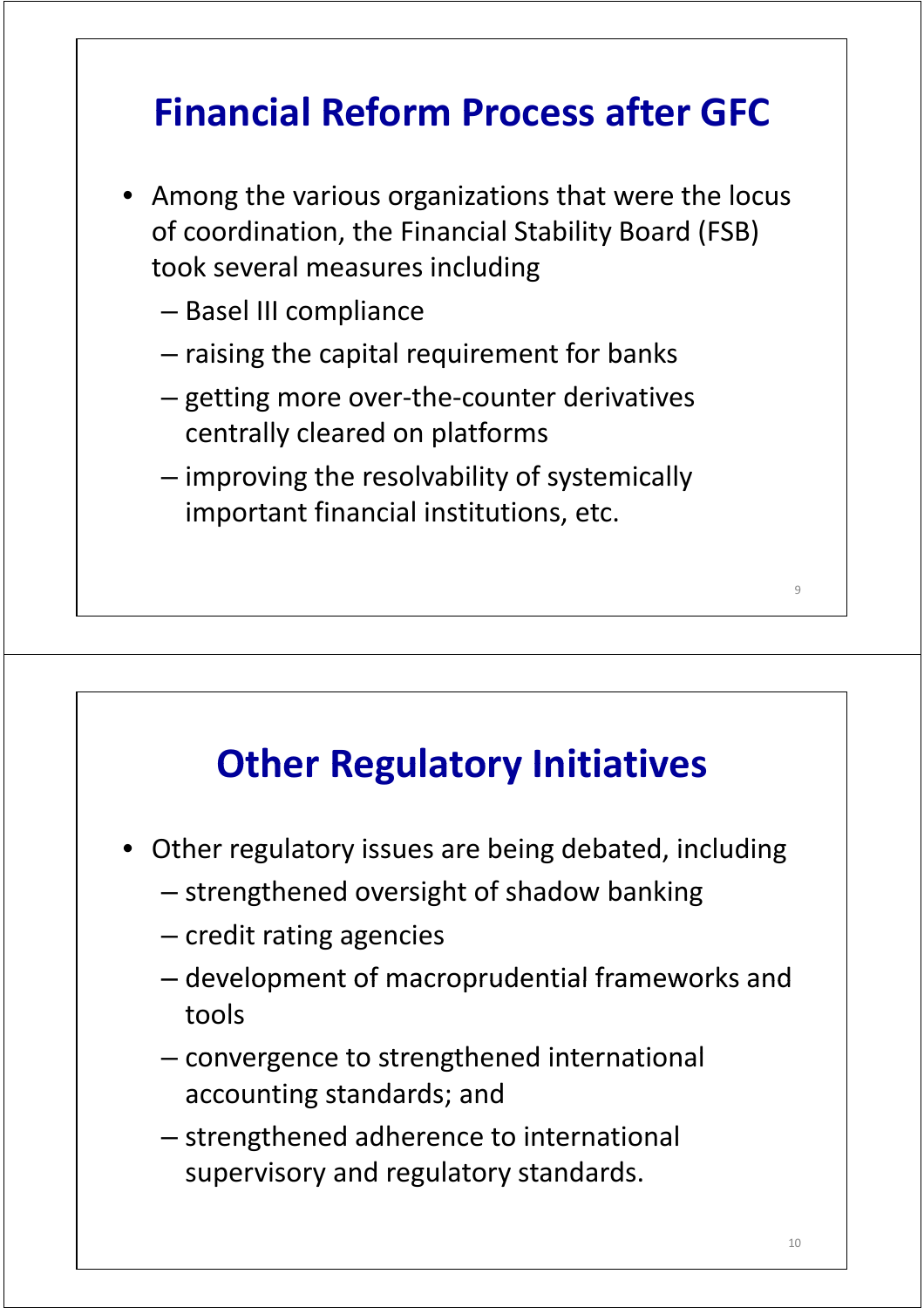## Financial Reform Process after GFC

- Among the various organizations that were the locus of coordination, the Financial Stability Board (FSB) took several measures including
  - Basel III compliance
  - raising the capital requirement for banks
  - getting more over-the-counter derivatives centrally cleared on platforms
  - improving the resolvability of systemically important financial institutions, etc.

## Other Regulatory Initiatives

- Other regulatory issues are being debated, including
  - strengthened oversight of shadow banking
  - credit rating agencies
  - development of macroprudential frameworks and tools
  - convergence to strengthened international accounting standards; and
  - strengthened adherence to international supervisory and regulatory standards.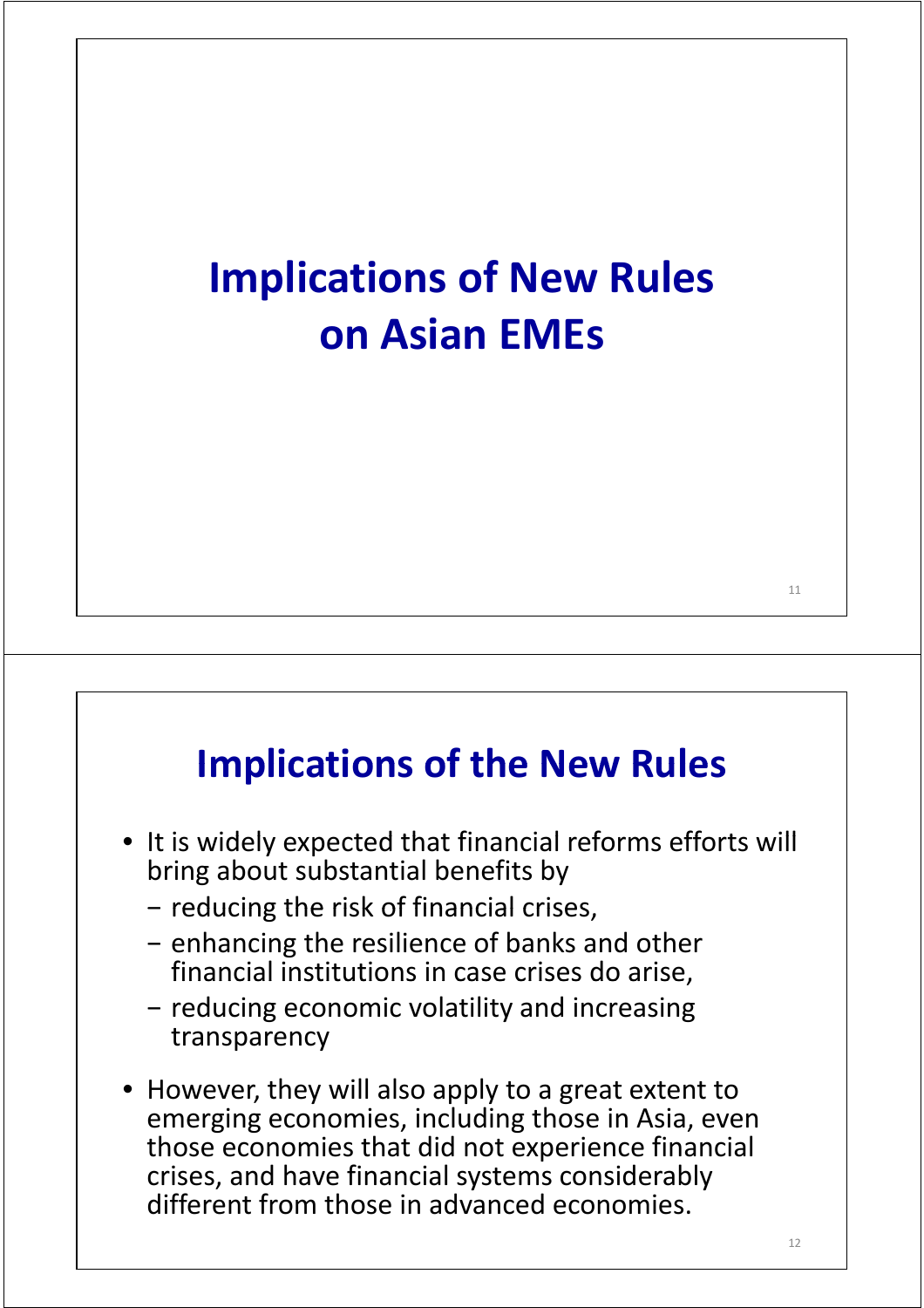# Implications of New Rules on Asian EMEs

## Implications of the New Rules

- It is widely expected that financial reforms efforts will bring about substantial benefits by
  - reducing the risk of financial crises,
  - enhancing the resilience of banks and other financial institutions in case crises do arise,
  - reducing economic volatility and increasing transparency
- However, they will also apply to a great extent to emerging economies, including those in Asia, even those economies that did not experience financial crises, and have financial systems considerably different from those in advanced economies.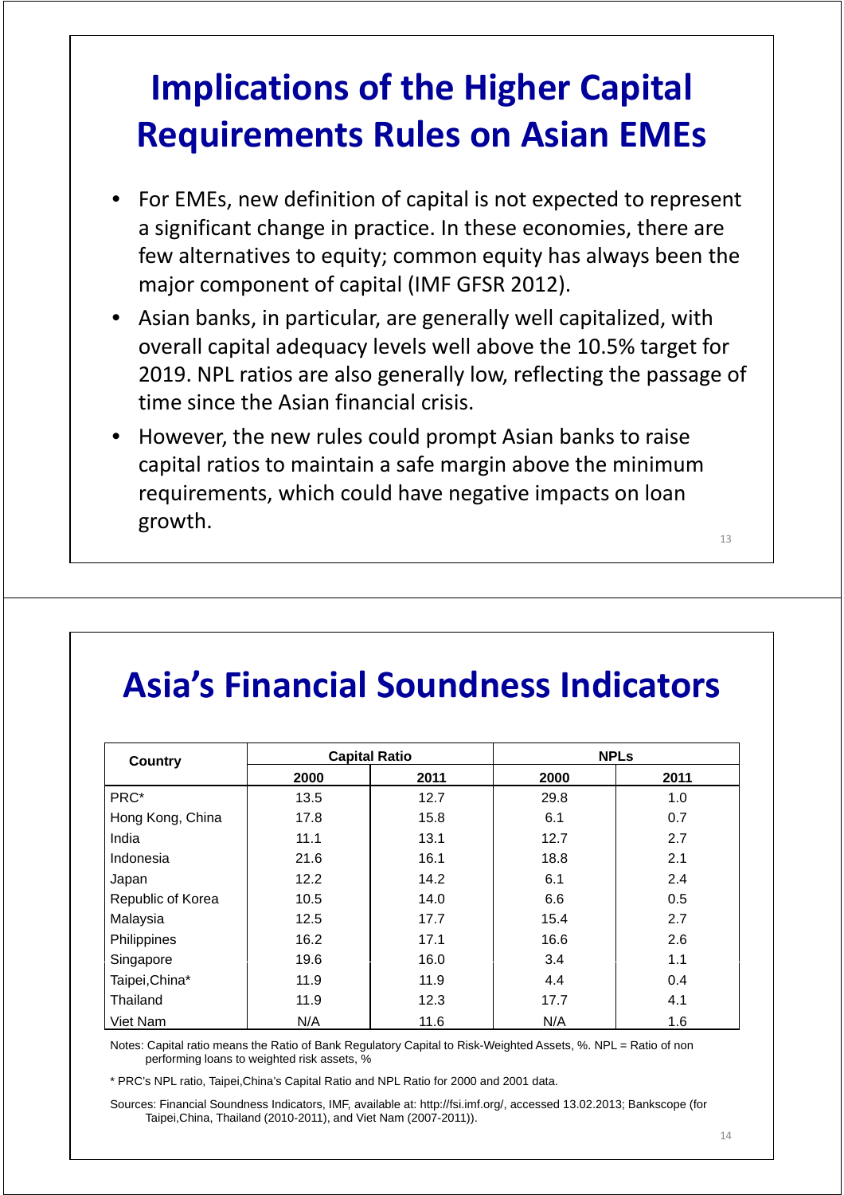# Implications of the Higher Capital Requirements Rules on Asian EMEs

- For EMEs, new definition of capital is not expected to represent a significant change in practice. In these economies, there are few alternatives to equity; common equity has always been the major component of capital (IMF GFSR 2012).
- Asian banks, in particular, are generally well capitalized, with overall capital adequacy levels well above the 10.5% target for 2019. NPL ratios are also generally low, reflecting the passage of time since the Asian financial crisis.
- However, the new rules could prompt Asian banks to raise capital ratios to maintain a safe margin above the minimum requirements, which could have negative impacts on loan growth.

# Asia's Financial Soundness Indicators

| Country | Capital Ratio | | NPLs | |
|---|---|---|---|---|
| | 2000 | 2011 | 2000 | 2011 |
| PRC* | 13.5 | 12.7 | 29.8 | 1.0 |
| Hong Kong, China | 17.8 | 15.8 | 6.1 | 0.7 |
| India | 11.1 | 13.1 | 12.7 | 2.7 |
| Indonesia | 21.6 | 16.1 | 18.8 | 2.1 |
| Japan | 12.2 | 14.2 | 6.1 | 2.4 |
| Republic of Korea | 10.5 | 14.0 | 6.6 | 0.5 |
| Malaysia | 12.5 | 17.7 | 15.4 | 2.7 |
| Philippines | 16.2 | 17.1 | 16.6 | 2.6 |
| Singapore | 19.6 | 16.0 | 3.4 | 1.1 |
| Taipei,China* | 11.9 | 11.9 | 4.4 | 0.4 |
| Thailand | 11.9 | 12.3 | 17.7 | 4.1 |
| Viet Nam | N/A | 11.6 | N/A | 1.6 |

Notes: Capital ratio means the Ratio of Bank Regulatory Capital to Risk-Weighted Assets, %. NPL = Ratio of non performing loans to weighted risk assets, %

* PRC's NPL ratio, Taipei,China's Capital Ratio and NPL Ratio for 2000 and 2001 data.

Sources: Financial Soundness Indicators, IMF, available at: http://fsi.imf.org/, accessed 13.02.2013; Bankscope (for Taipei,China, Thailand (2010-2011), and Viet Nam (2007-2011)).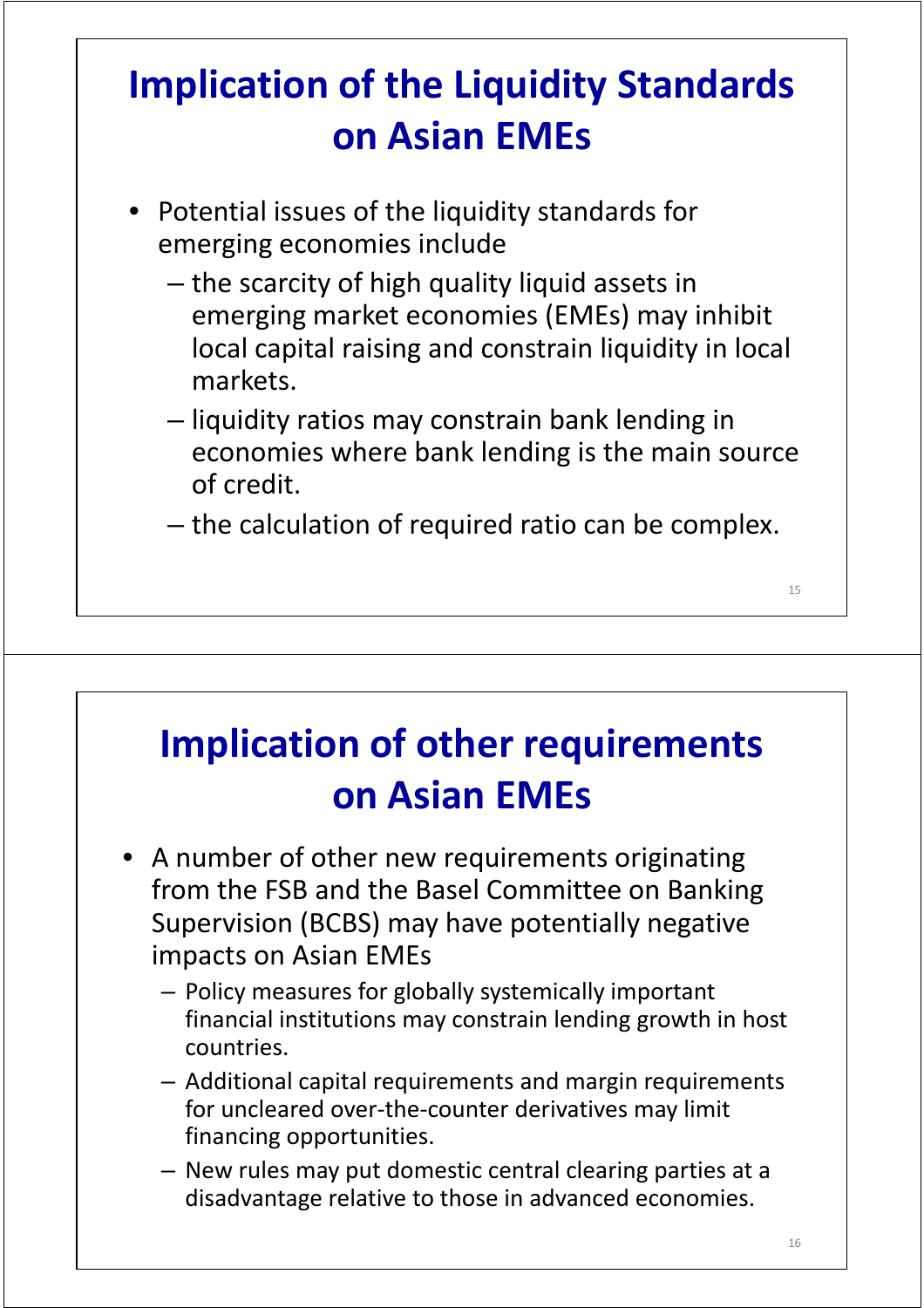# Implication of the Liquidity Standards on Asian EMEs

- Potential issues of the liquidity standards for emerging economies include
  - the scarcity of high quality liquid assets in emerging market economies (EMEs) may inhibit local capital raising and constrain liquidity in local markets.
  - liquidity ratios may constrain bank lending in economies where bank lending is the main source of credit.
  - the calculation of required ratio can be complex.

# Implication of other requirements on Asian EMEs

- A number of other new requirements originating from the FSB and the Basel Committee on Banking Supervision (BCBS) may have potentially negative impacts on Asian EMEs
  - Policy measures for globally systemically important financial institutions may constrain lending growth in host countries.
  - Additional capital requirements and margin requirements for uncleared over-the-counter derivatives may limit financing opportunities.
  - New rules may put domestic central clearing parties at a disadvantage relative to those in advanced economies.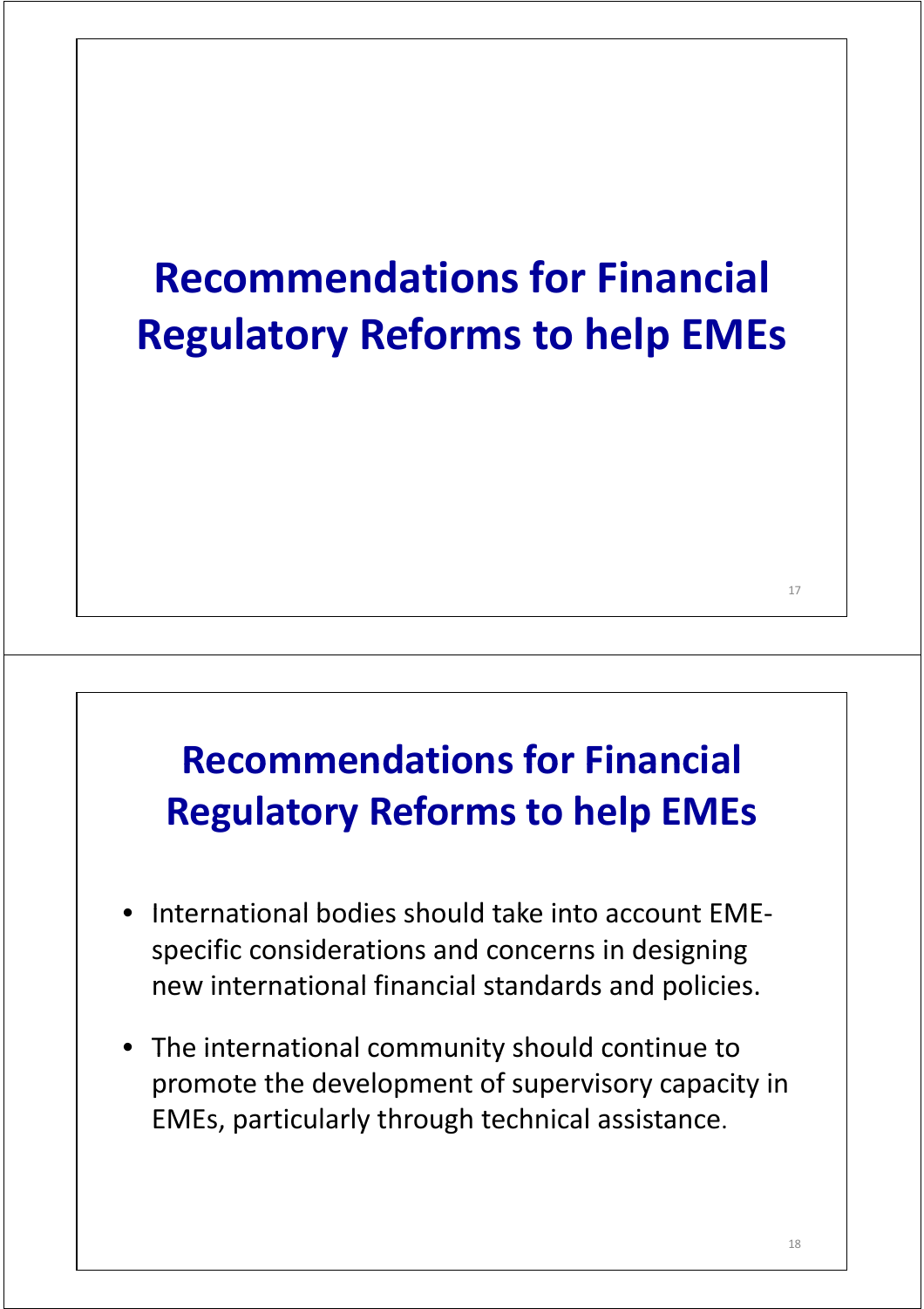# Recommendations for Financial Regulatory Reforms to help EMEs

# Recommendations for Financial Regulatory Reforms to help EMEs

- International bodies should take into account EME-specific considerations and concerns in designing new international financial standards and policies.
- The international community should continue to promote the development of supervisory capacity in EMEs, particularly through technical assistance.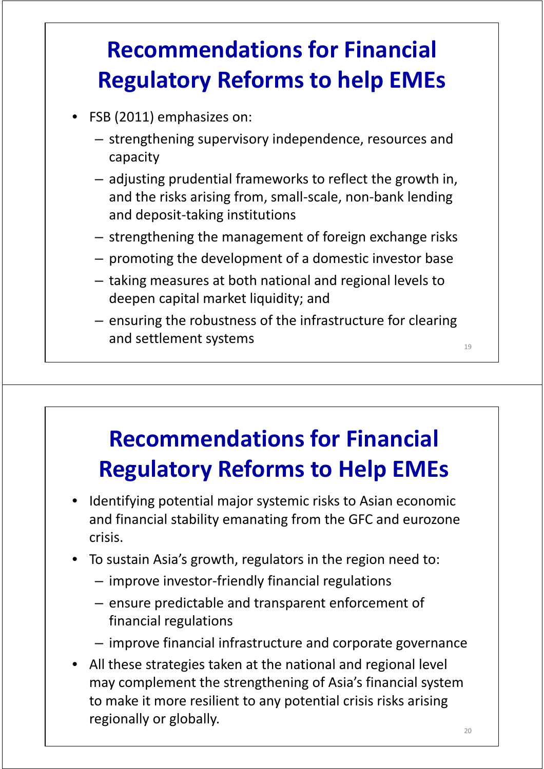# Recommendations for Financial Regulatory Reforms to help EMEs

- FSB (2011) emphasizes on:
  - strengthening supervisory independence, resources and capacity
  - adjusting prudential frameworks to reflect the growth in, and the risks arising from, small-scale, non-bank lending and deposit-taking institutions
  - strengthening the management of foreign exchange risks
  - promoting the development of a domestic investor base
  - taking measures at both national and regional levels to deepen capital market liquidity; and
  - ensuring the robustness of the infrastructure for clearing and settlement systems

# Recommendations for Financial Regulatory Reforms to Help EMEs

- Identifying potential major systemic risks to Asian economic and financial stability emanating from the GFC and eurozone crisis.
- To sustain Asia's growth, regulators in the region need to:
  - improve investor-friendly financial regulations
  - ensure predictable and transparent enforcement of financial regulations
  - improve financial infrastructure and corporate governance
- All these strategies taken at the national and regional level may complement the strengthening of Asia's financial system to make it more resilient to any potential crisis risks arising regionally or globally.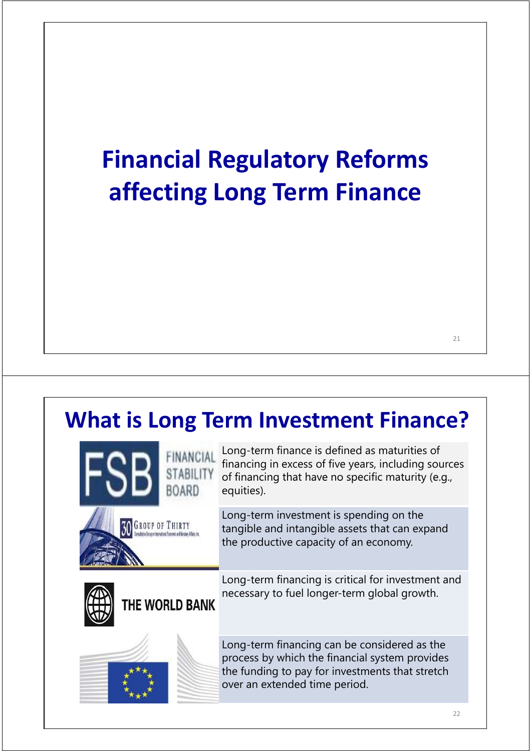# Financial Regulatory Reforms affecting Long Term Finance

# What is Long Term Investment Finance?

| Source | Definition |
| --- | --- |
| FSB Financial Stability Board | Long-term finance is defined as maturities of financing in excess of five years, including sources of financing that have no specific maturity (e.g., equities). |
| Group of Thirty | Long-term investment is spending on the tangible and intangible assets that can expand the productive capacity of an economy. |
| The World Bank | Long-term financing is critical for investment and necessary to fuel longer-term global growth. |
| | Long-term financing can be considered as the process by which the financial system provides the funding to pay for investments that stretch over an extended time period. |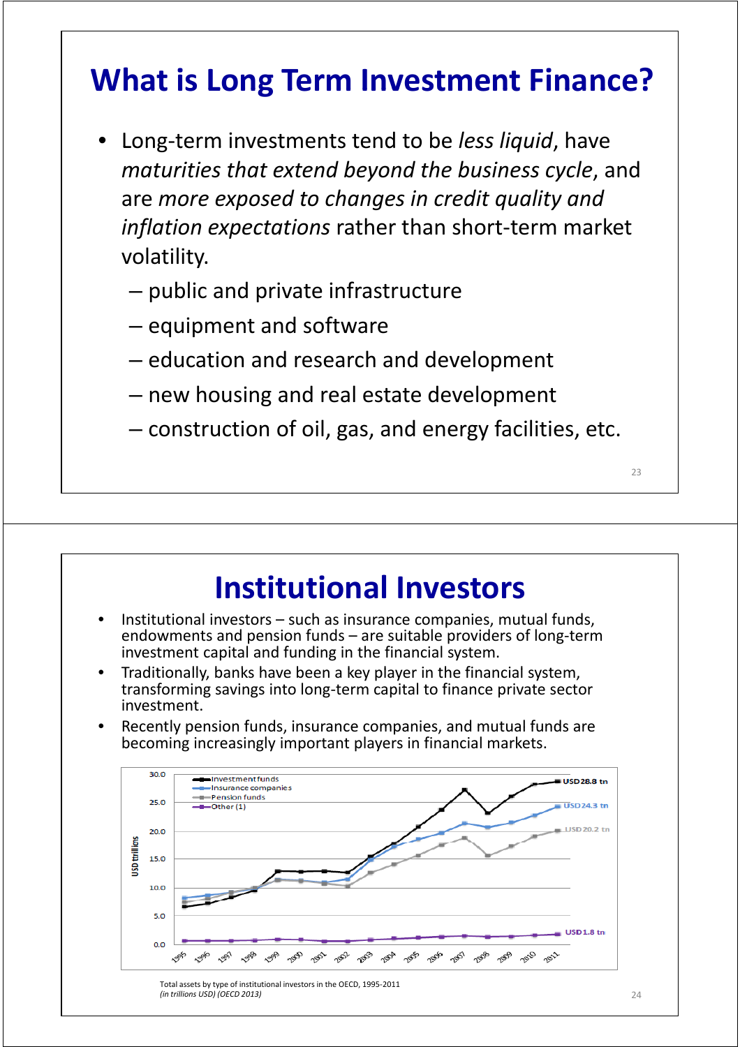# What is Long Term Investment Finance?

- Long-term investments tend to be *less liquid*, have *maturities that extend beyond the business cycle*, and are *more exposed to changes in credit quality and inflation expectations* rather than short-term market volatility.
  - public and private infrastructure
  - equipment and software
  - education and research and development
  - new housing and real estate development
  - construction of oil, gas, and energy facilities, etc.

# Institutional Investors

- Institutional investors – such as insurance companies, mutual funds, endowments and pension funds – are suitable providers of long-term investment capital and funding in the financial system.
- Traditionally, banks have been a key player in the financial system, transforming savings into long-term capital to finance private sector investment.
- Recently pension funds, insurance companies, and mutual funds are becoming increasingly important players in financial markets.

Total assets by type of institutional investors in the OECD, 1995-2011
*(in trillions USD) (OECD 2013)*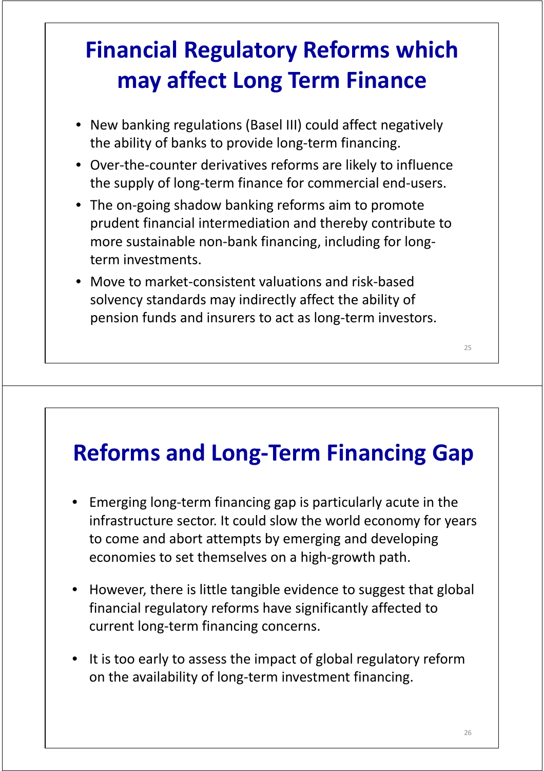## Financial Regulatory Reforms which may affect Long Term Finance

- New banking regulations (Basel III) could affect negatively the ability of banks to provide long-term financing.
- Over-the-counter derivatives reforms are likely to influence the supply of long-term finance for commercial end-users.
- The on-going shadow banking reforms aim to promote prudent financial intermediation and thereby contribute to more sustainable non-bank financing, including for long-term investments.
- Move to market-consistent valuations and risk-based solvency standards may indirectly affect the ability of pension funds and insurers to act as long-term investors.

## Reforms and Long-Term Financing Gap

- Emerging long-term financing gap is particularly acute in the infrastructure sector. It could slow the world economy for years to come and abort attempts by emerging and developing economies to set themselves on a high-growth path.
- However, there is little tangible evidence to suggest that global financial regulatory reforms have significantly affected to current long-term financing concerns.
- It is too early to assess the impact of global regulatory reform on the availability of long-term investment financing.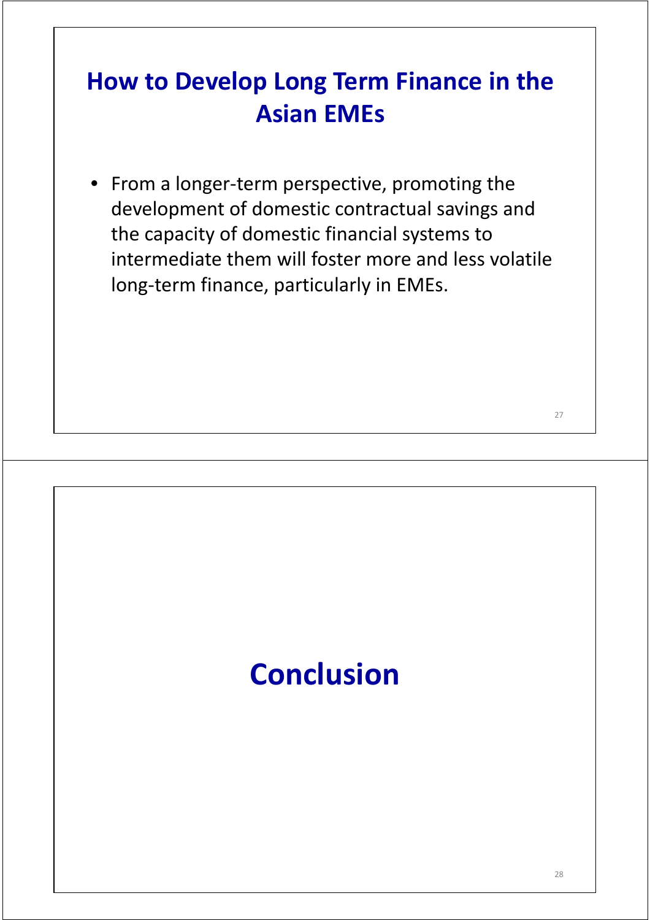## How to Develop Long Term Finance in the Asian EMEs

- From a longer-term perspective, promoting the development of domestic contractual savings and the capacity of domestic financial systems to intermediate them will foster more and less volatile long-term finance, particularly in EMEs.

## Conclusion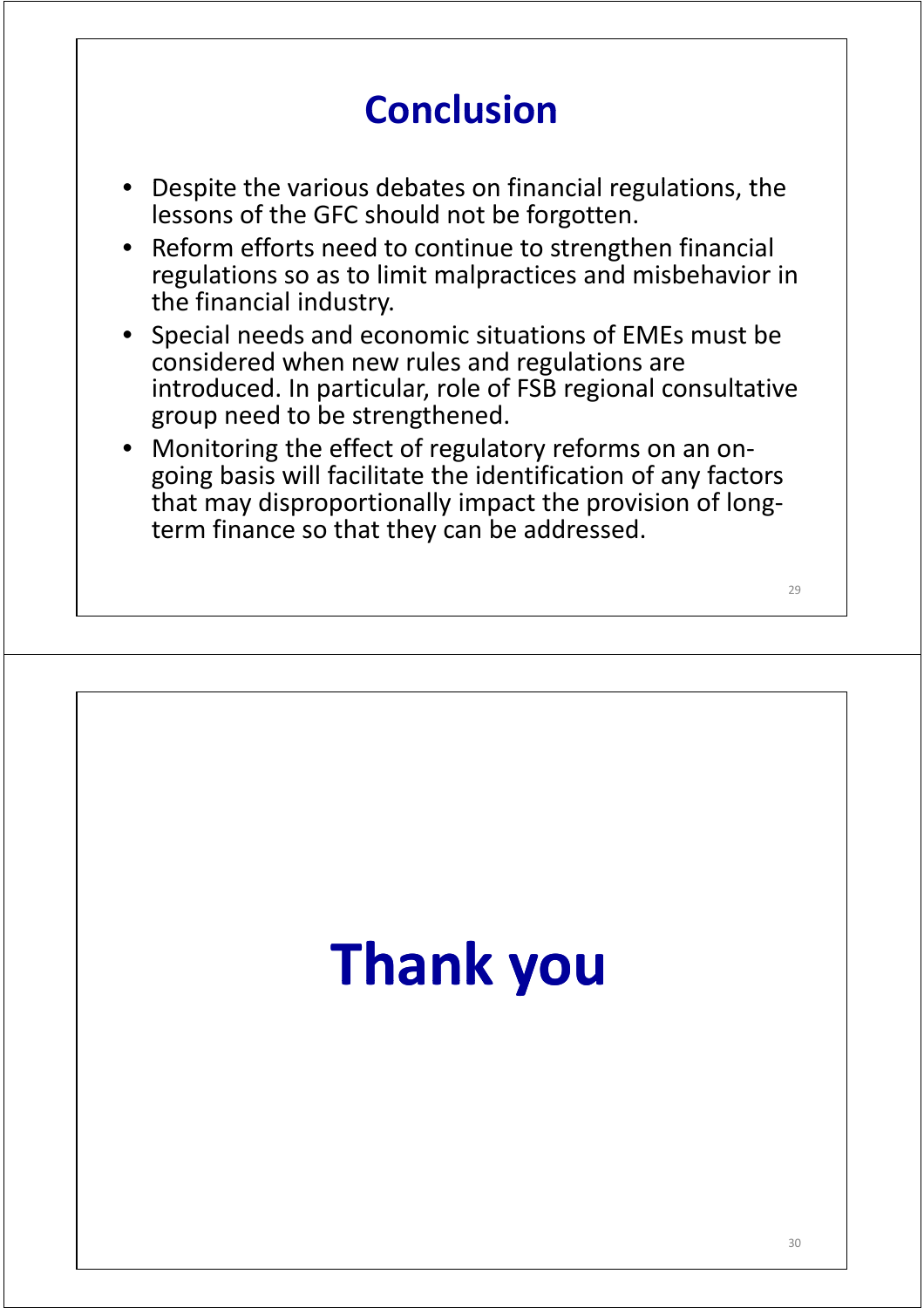# Conclusion

- Despite the various debates on financial regulations, the lessons of the GFC should not be forgotten.
- Reform efforts need to continue to strengthen financial regulations so as to limit malpractices and misbehavior in the financial industry.
- Special needs and economic situations of EMEs must be considered when new rules and regulations are introduced. In particular, role of FSB regional consultative group need to be strengthened.
- Monitoring the effect of regulatory reforms on an on-going basis will facilitate the identification of any factors that may disproportionally impact the provision of long-term finance so that they can be addressed.

# Thank you